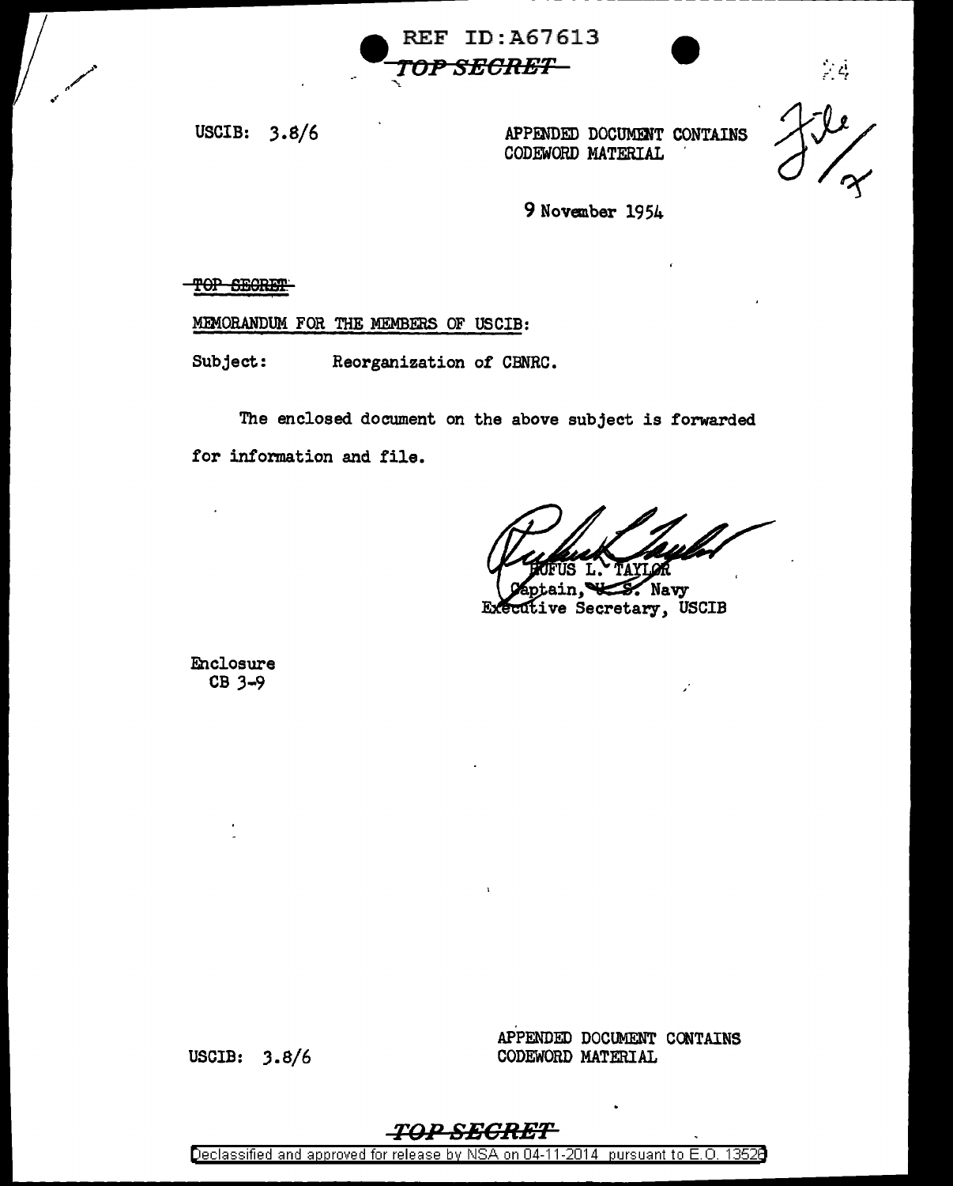REF ID:A67613

~~TOP SECRET~~

USCIB: 3.8/6

APPENDED DOCUMENT CONTAINS
CODEWORD MATERIAL

9 November 1954

~~TOP SECRET~~

MEMORANDUM FOR THE MEMBERS OF USCIB:

Subject: Reorganization of CBNRC.

The enclosed document on the above subject is forwarded for information and file.

RUFUS L. TAYLOR
Captain, U. S. Navy
Executive Secretary, USCIB

Enclosure
CB 3-9

USCIB: 3.8/6

APPENDED DOCUMENT CONTAINS
CODEWORD MATERIAL

~~TOP SECRET~~

Declassified and approved for release by NSA on 04-11-2014 pursuant to E.O. 13526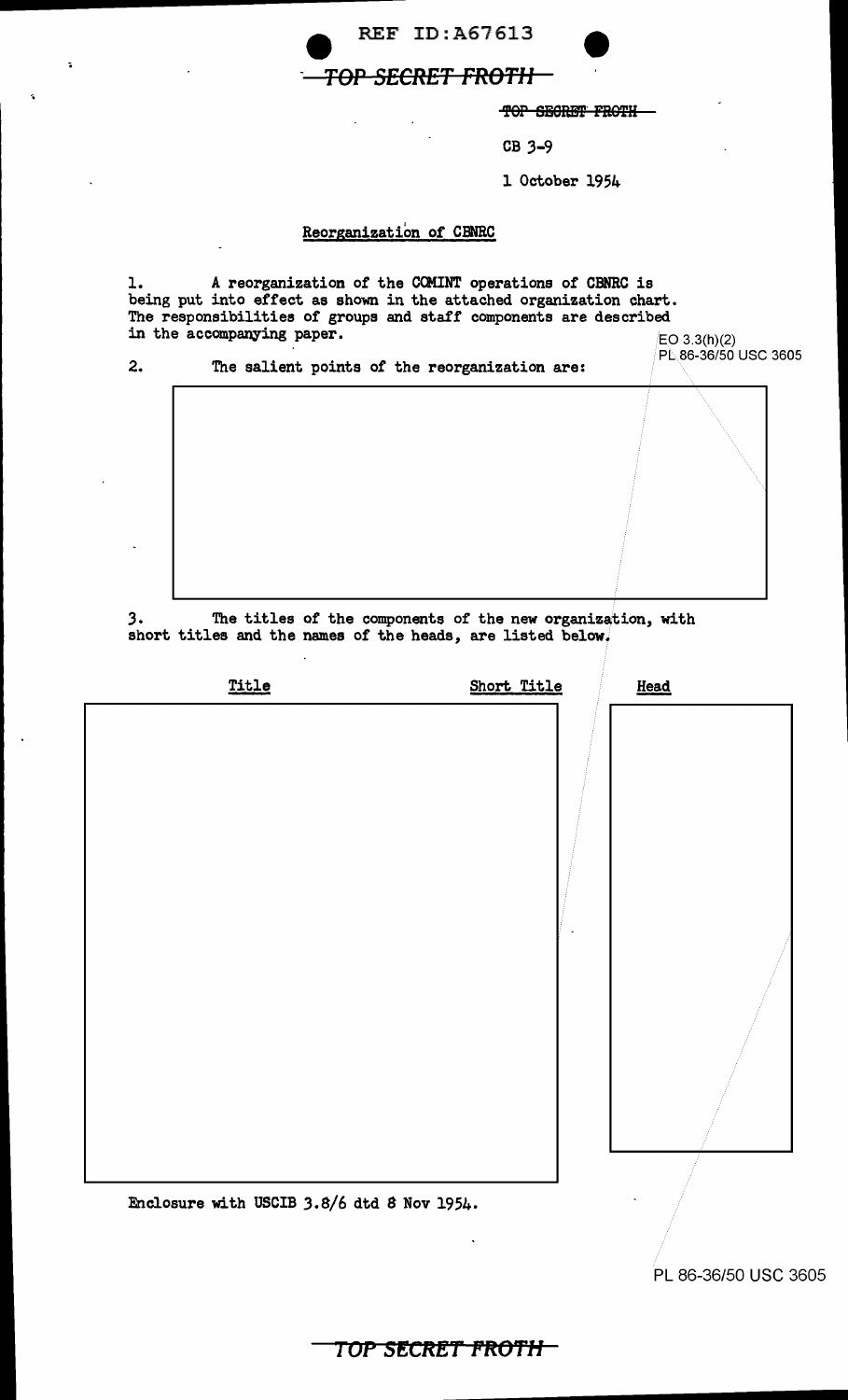REF ID:A67613

~~TOP SECRET FROTH~~

~~TOP SECRET FROTH~~

CB 3-9

1 October 1954

## Reorganization of CBNRC

1. A reorganization of the COMINT operations of CBNRC is being put into effect as shown in the attached organization chart. The responsibilities of groups and staff components are described in the accompanying paper.

EO 3.3(h)(2)
PL 86-36/50 USC 3605

2. The salient points of the reorganization are:

3. The titles of the components of the new organization, with short titles and the names of the heads, are listed below.

| Title | Short Title | Head |
|---|---|---|
| | | |

Enclosure with USCIB 3.8/6 dtd 8 Nov 1954.

PL 86-36/50 USC 3605

~~TOP SECRET FROTH~~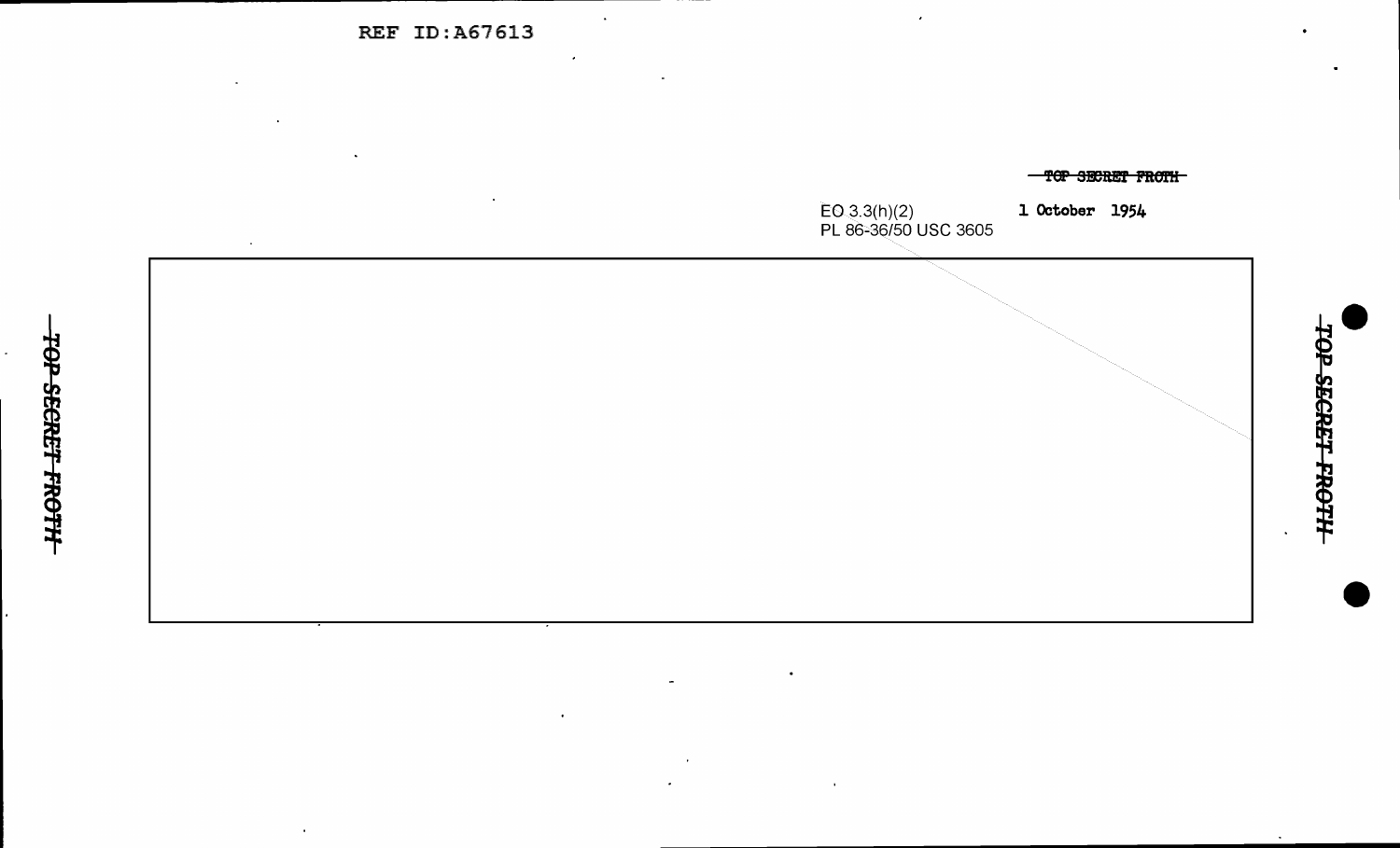~~TOP SECRET FROTH~~

EO 3.3(h)(2)
PL 86-36/50 USC 3605

1 October 1954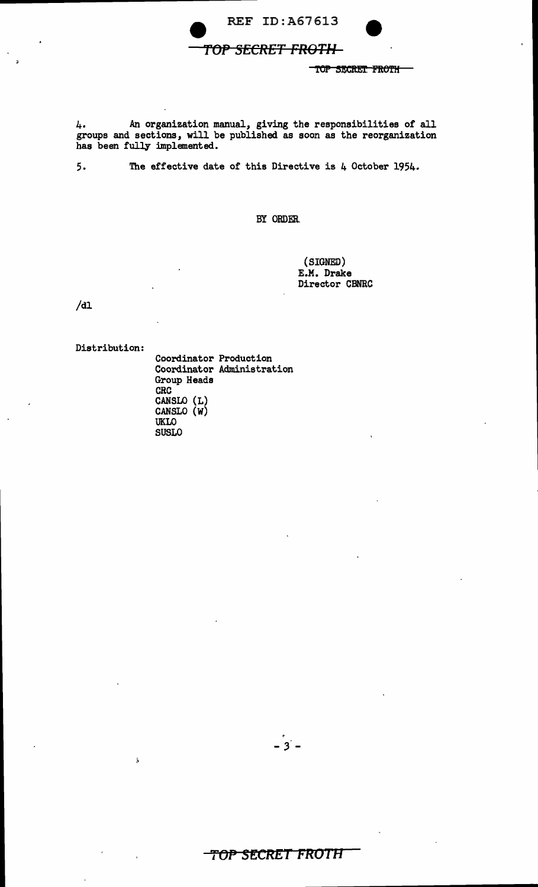4. An organization manual, giving the responsibilities of all groups and sections, will be published as soon as the reorganization has been fully implemented.

5. The effective date of this Directive is 4 October 1954.

BY ORDER

(SIGNED)
E.M. Drake
Director CBNRC

/dl

Distribution:

Coordinator Production
Coordinator Administration
Group Heads
CRC
CANSLO (L)
CANSLO (W)
UKLO
SUSLO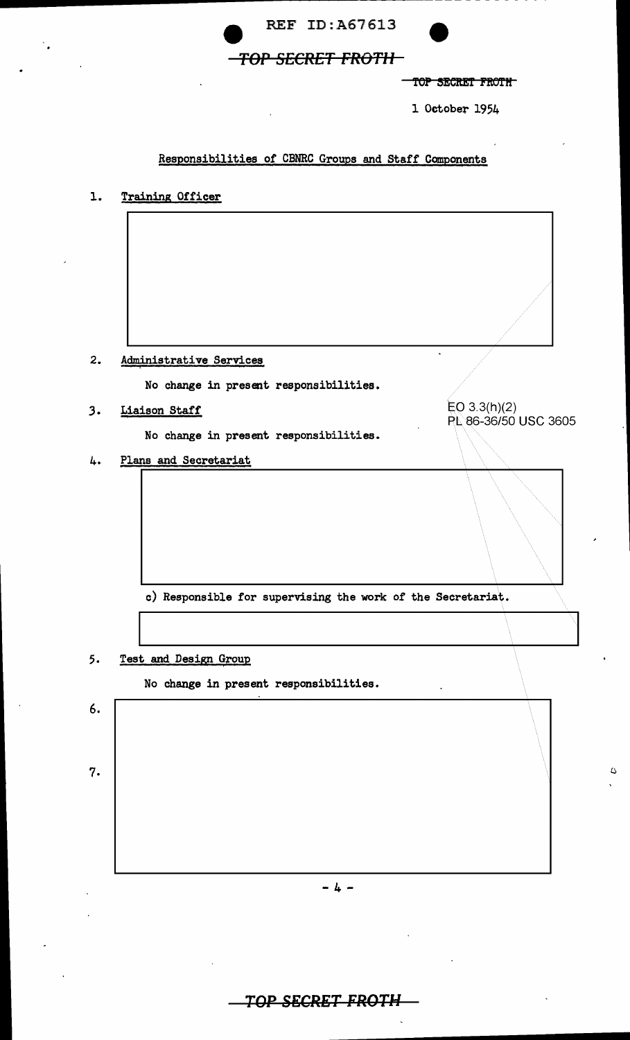TOP SECRET FROTH

1 October 1954

Responsibilities of CBNRC Groups and Staff Components

1. Training Officer

2. Administrative Services

   No change in present responsibilities.

3. Liaison Staff

   No change in present responsibilities.

EO 3.3(h)(2)
PL 86-36/50 USC 3605

4. Plans and Secretariat

   c) Responsible for supervising the work of the Secretariat.

5. Test and Design Group

   No change in present responsibilities.

6.

7.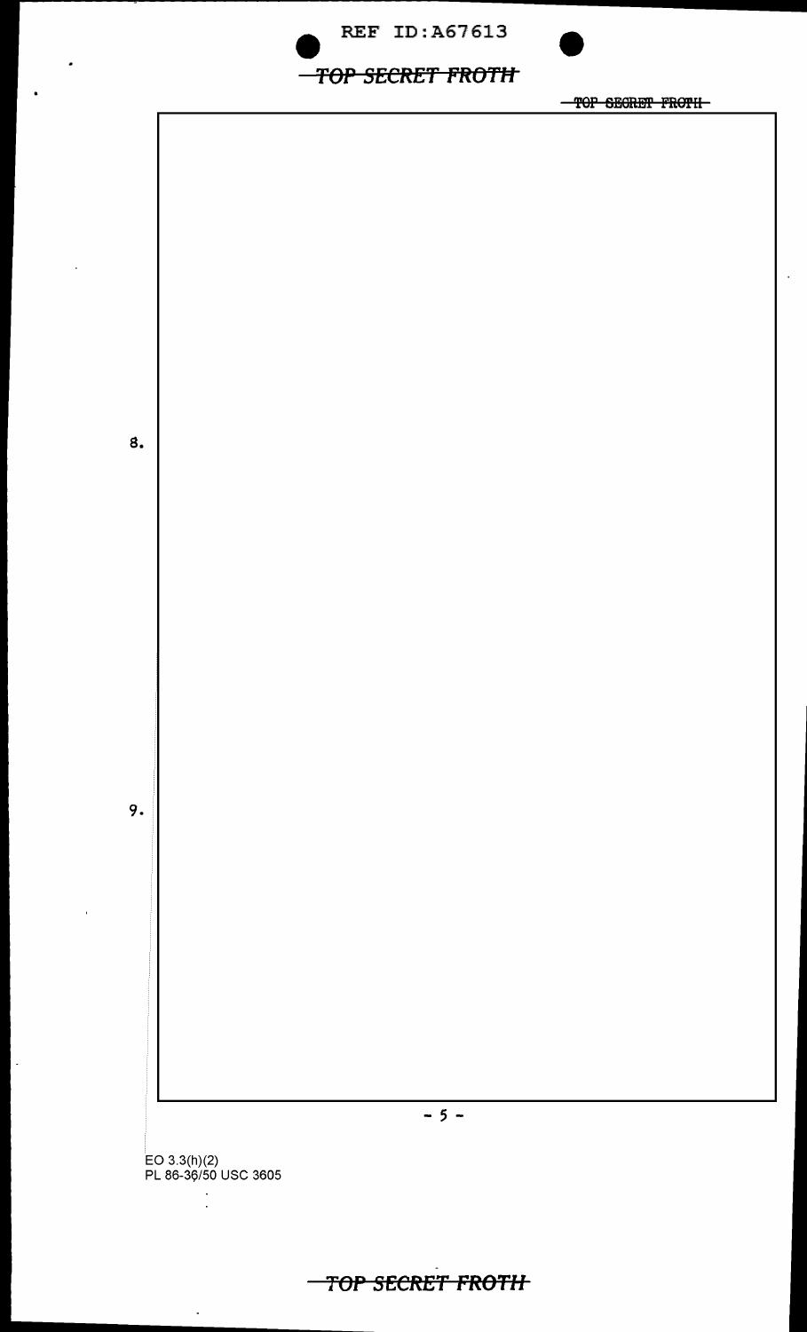8.

9.

EO 3.3(h)(2)
PL 86-36/50 USC 3605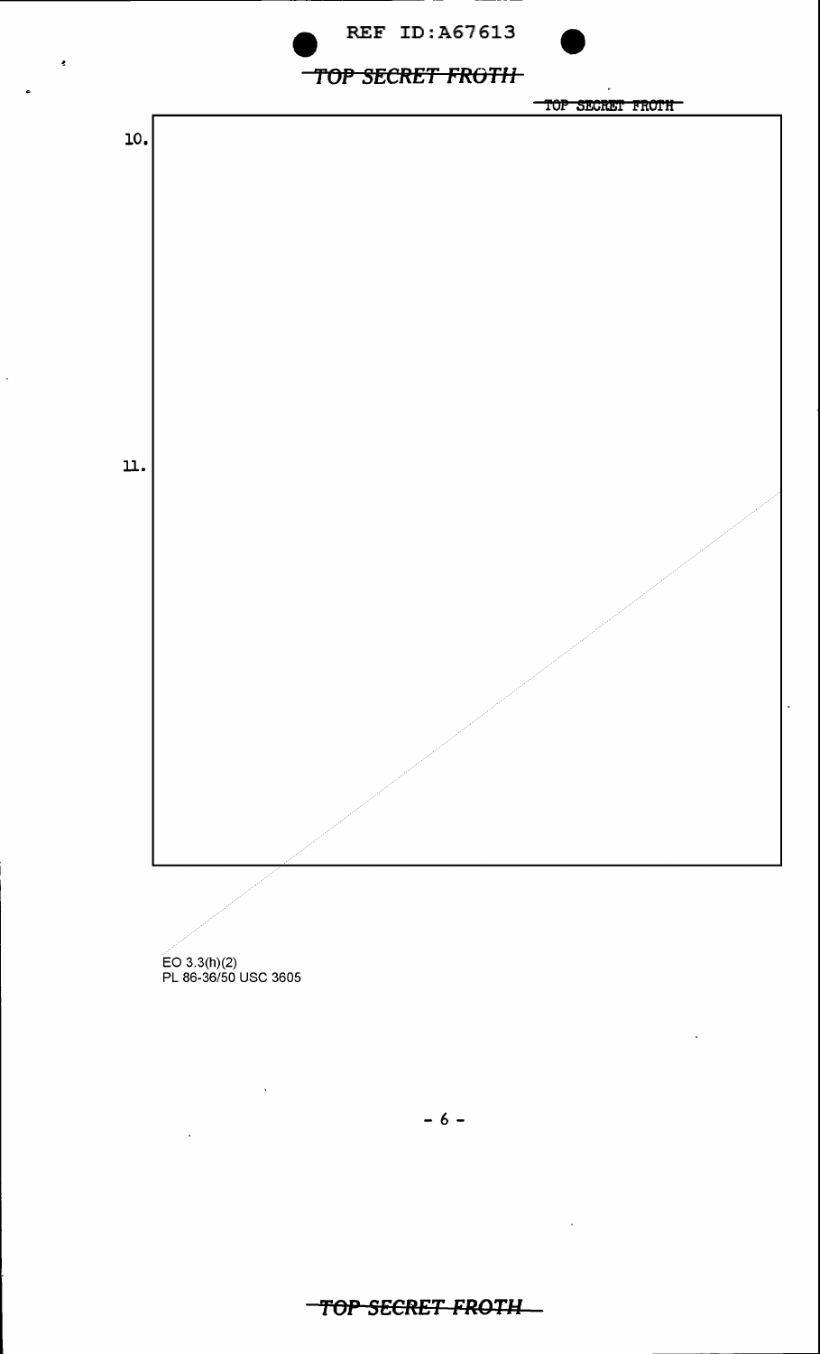10.

11.

EO 3.3(h)(2)
PL 86-36/50 USC 3605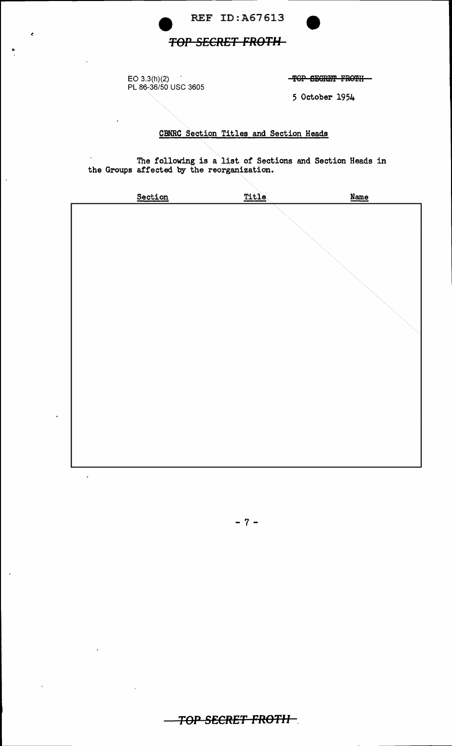EO 3.3(h)(2)
PL 86-36/50 USC 3605

TOP SECRET FROTH

5 October 1954

## CBNRC Section Titles and Section Heads

The following is a list of Sections and Section Heads in the Groups affected by the reorganization.

| Section | Title | Name |
| --- | --- | --- |
| | | |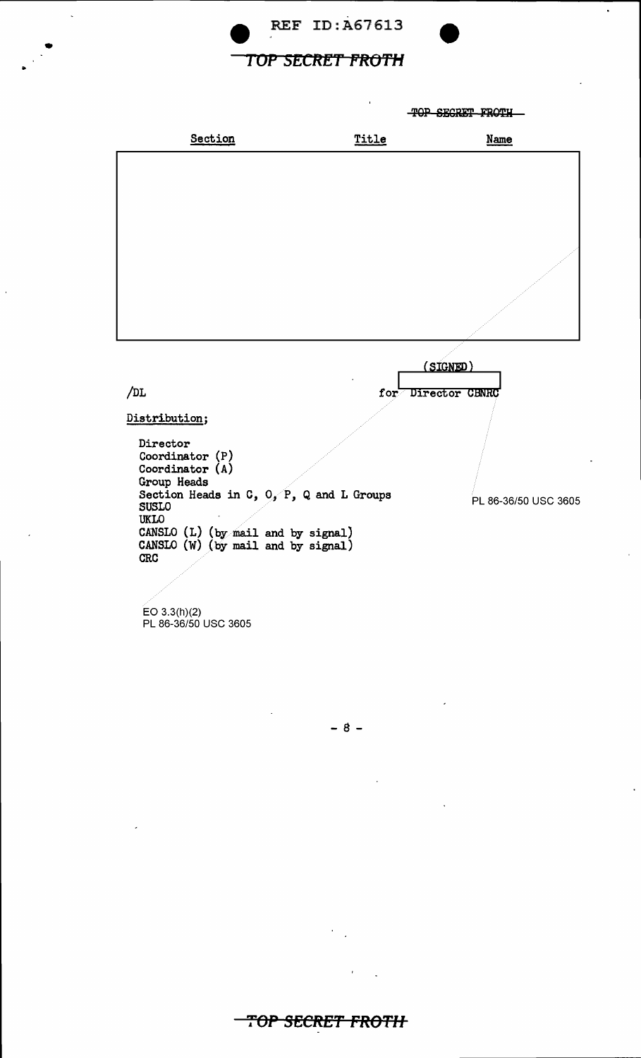TOP SECRET FROTH

| Section | Title | Name |
| --- | --- | --- |
| | | |

(SIGNED)

/DL

for Director CBNRC

Distribution;

Director
Coordinator (P)
Coordinator (A)
Group Heads
Section Heads in C, O, P, Q and L Groups
SUSLO
UKLO
CANSLO (L) (by mail and by signal)
CANSLO (W) (by mail and by signal)
CRC

PL 86-36/50 USC 3605

EO 3.3(h)(2)
PL 86-36/50 USC 3605